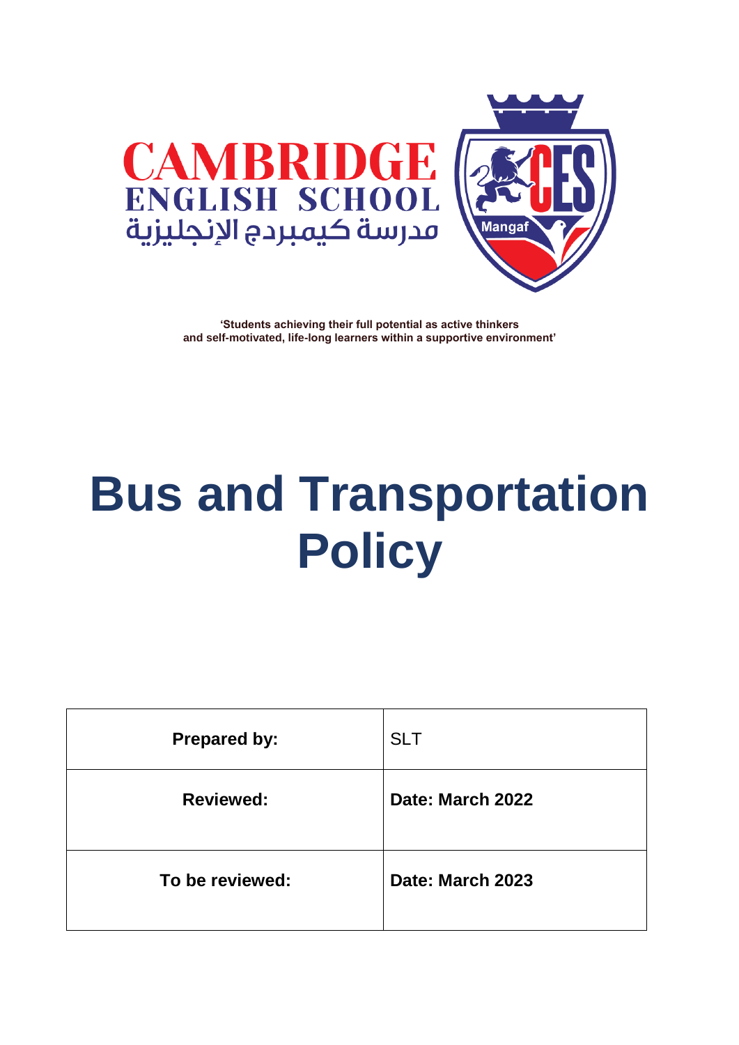CAMBRIDGE
ENGLISH SCHOOL
مدرسة كيمبردج الإنجليزية

CES Mangaf

**'Students achieving their full potential as active thinkers and self-motivated, life-long learners within a supportive environment'**

# Bus and Transportation Policy

| **Prepared by:** | SLT |
| --- | --- |
| **Reviewed:** | **Date: March 2022** |
| **To be reviewed:** | **Date: March 2023** |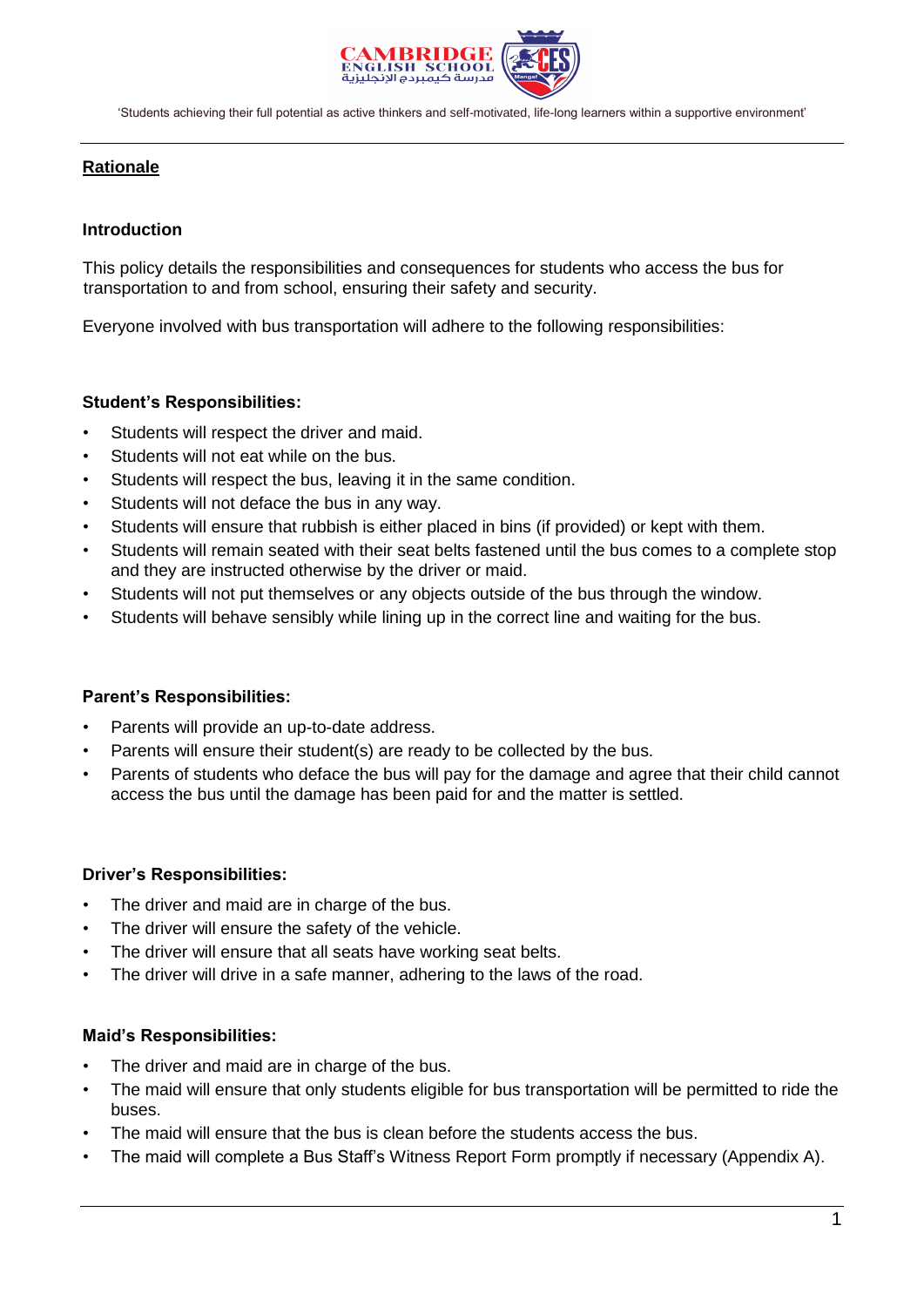## Rationale

### Introduction

This policy details the responsibilities and consequences for students who access the bus for transportation to and from school, ensuring their safety and security.

Everyone involved with bus transportation will adhere to the following responsibilities:

### Student's Responsibilities:

- Students will respect the driver and maid.
- Students will not eat while on the bus.
- Students will respect the bus, leaving it in the same condition.
- Students will not deface the bus in any way.
- Students will ensure that rubbish is either placed in bins (if provided) or kept with them.
- Students will remain seated with their seat belts fastened until the bus comes to a complete stop and they are instructed otherwise by the driver or maid.
- Students will not put themselves or any objects outside of the bus through the window.
- Students will behave sensibly while lining up in the correct line and waiting for the bus.

### Parent's Responsibilities:

- Parents will provide an up-to-date address.
- Parents will ensure their student(s) are ready to be collected by the bus.
- Parents of students who deface the bus will pay for the damage and agree that their child cannot access the bus until the damage has been paid for and the matter is settled.

### Driver's Responsibilities:

- The driver and maid are in charge of the bus.
- The driver will ensure the safety of the vehicle.
- The driver will ensure that all seats have working seat belts.
- The driver will drive in a safe manner, adhering to the laws of the road.

### Maid's Responsibilities:

- The driver and maid are in charge of the bus.
- The maid will ensure that only students eligible for bus transportation will be permitted to ride the buses.
- The maid will ensure that the bus is clean before the students access the bus.
- The maid will complete a Bus Staff's Witness Report Form promptly if necessary (Appendix A).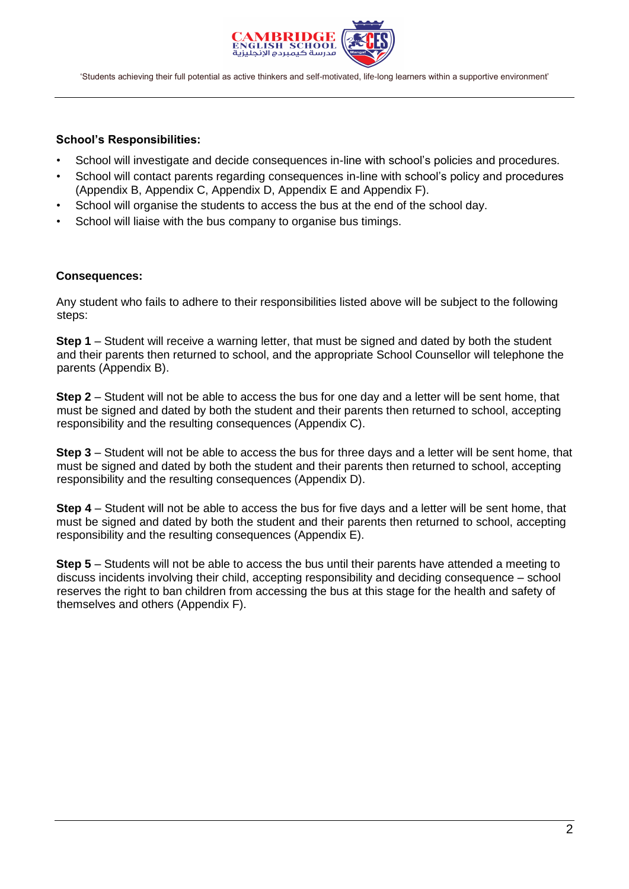**School's Responsibilities:**

- School will investigate and decide consequences in-line with school's policies and procedures.
- School will contact parents regarding consequences in-line with school's policy and procedures (Appendix B, Appendix C, Appendix D, Appendix E and Appendix F).
- School will organise the students to access the bus at the end of the school day.
- School will liaise with the bus company to organise bus timings.

**Consequences:**

Any student who fails to adhere to their responsibilities listed above will be subject to the following steps:

**Step 1** – Student will receive a warning letter, that must be signed and dated by both the student and their parents then returned to school, and the appropriate School Counsellor will telephone the parents (Appendix B).

**Step 2** – Student will not be able to access the bus for one day and a letter will be sent home, that must be signed and dated by both the student and their parents then returned to school, accepting responsibility and the resulting consequences (Appendix C).

**Step 3** – Student will not be able to access the bus for three days and a letter will be sent home, that must be signed and dated by both the student and their parents then returned to school, accepting responsibility and the resulting consequences (Appendix D).

**Step 4** – Student will not be able to access the bus for five days and a letter will be sent home, that must be signed and dated by both the student and their parents then returned to school, accepting responsibility and the resulting consequences (Appendix E).

**Step 5** – Students will not be able to access the bus until their parents have attended a meeting to discuss incidents involving their child, accepting responsibility and deciding consequence – school reserves the right to ban children from accessing the bus at this stage for the health and safety of themselves and others (Appendix F).